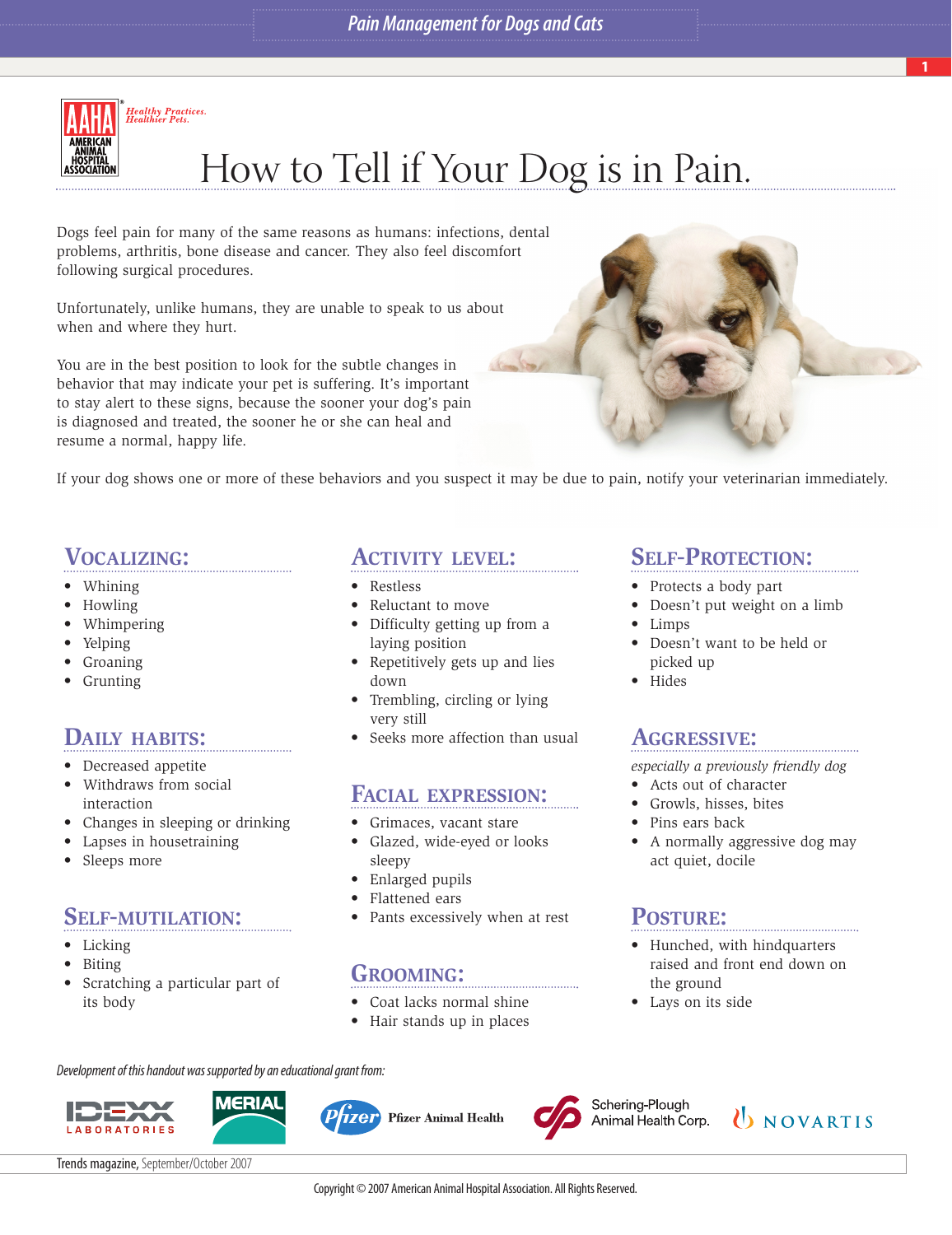AMERICAN ANIMAL HOSPITAL ASSOCIATION — *Healthy Practices. Healthier Pets.*

# How to Tell if Your Dog is in Pain.

Dogs feel pain for many of the same reasons as humans: infections, dental problems, arthritis, bone disease and cancer. They also feel discomfort following surgical procedures.

Unfortunately, unlike humans, they are unable to speak to us about when and where they hurt.

You are in the best position to look for the subtle changes in behavior that may indicate your pet is suffering. It's important to stay alert to these signs, because the sooner your dog's pain is diagnosed and treated, the sooner he or she can heal and resume a normal, happy life.

If your dog shows one or more of these behaviors and you suspect it may be due to pain, notify your veterinarian immediately.

## Vocalizing:

- Whining
- Howling
- Whimpering
- Yelping
- Groaning
- Grunting

## Daily habits:

- Decreased appetite
- Withdraws from social interaction
- Changes in sleeping or drinking
- Lapses in housetraining
- Sleeps more

## Self-mutilation:

- Licking
- Biting
- Scratching a particular part of its body

## Activity level:

- Restless
- Reluctant to move
- Difficulty getting up from a laying position
- Repetitively gets up and lies down
- Trembling, circling or lying very still
- Seeks more affection than usual

## Facial expression:

- Grimaces, vacant stare
- Glazed, wide-eyed or looks sleepy
- Enlarged pupils
- Flattened ears
- Pants excessively when at rest

## Grooming:

- Coat lacks normal shine
- Hair stands up in places

## Self-protection:

- Protects a body part
- Doesn't put weight on a limb
- Limps
- Doesn't want to be held or picked up
- Hides

## Aggressive:

*especially a previously friendly dog*

- Acts out of character
- Growls, hisses, bites
- Pins ears back
- A normally aggressive dog may act quiet, docile

## Posture:

- Hunched, with hindquarters raised and front end down on the ground
- Lays on its side

*Development of this handout was supported by an educational grant from:*

IDEXX Laboratories, Merial, Pfizer Animal Health, Schering-Plough Animal Health Corp., Novartis

**Trends magazine,** September/October 2007

Copyright © 2007 American Animal Hospital Association. All Rights Reserved.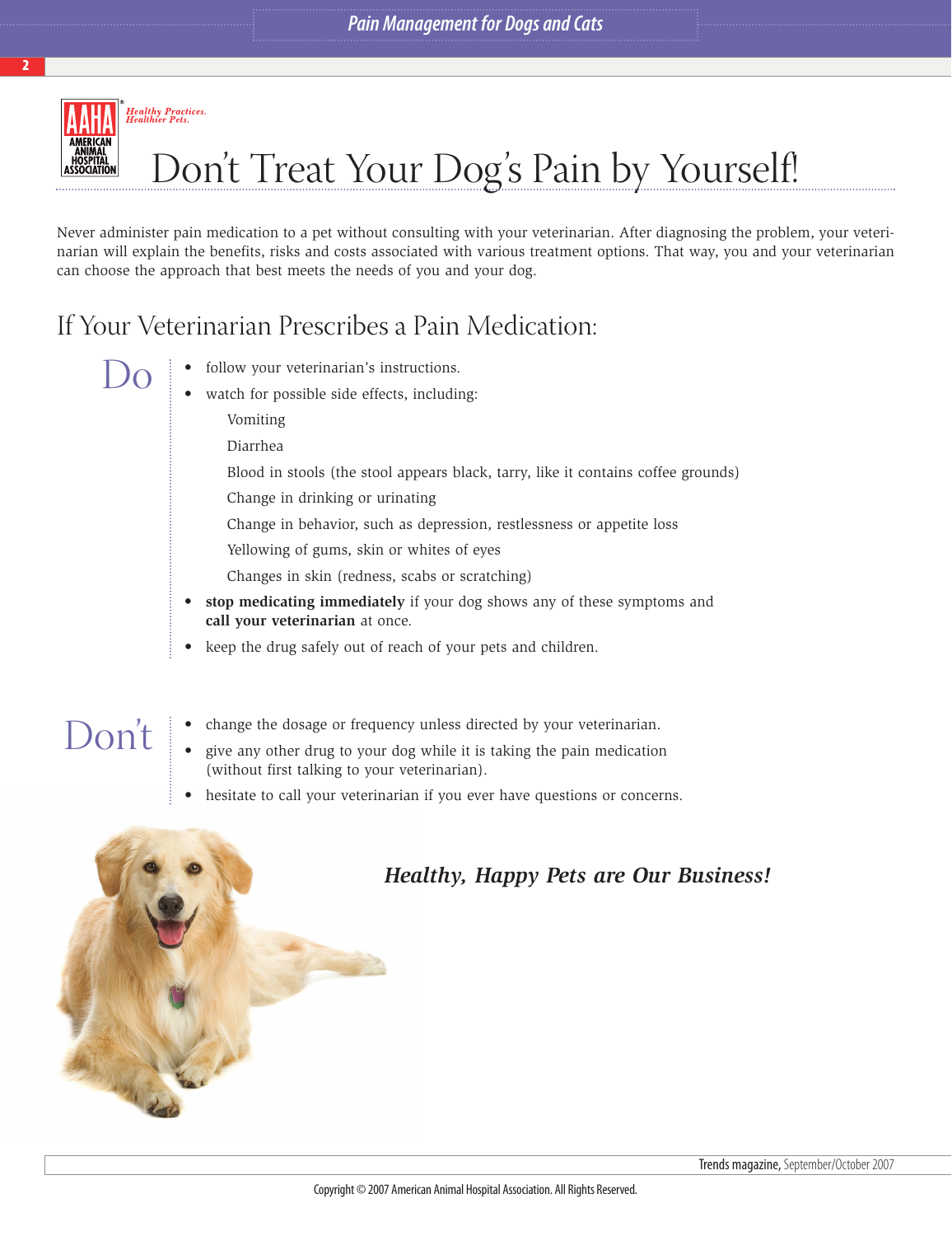AHA American Animal Hospital Association — *Healthy Practices. Healthier Pets.*

# Don't Treat Your Dog's Pain by Yourself!

Never administer pain medication to a pet without consulting with your veterinarian. After diagnosing the problem, your veterinarian will explain the benefits, risks and costs associated with various treatment options. That way, you and your veterinarian can choose the approach that best meets the needs of you and your dog.

## If Your Veterinarian Prescribes a Pain Medication:

### Do

- follow your veterinarian's instructions.
- watch for possible side effects, including:

  Vomiting

  Diarrhea

  Blood in stools (the stool appears black, tarry, like it contains coffee grounds)

  Change in drinking or urinating

  Change in behavior, such as depression, restlessness or appetite loss

  Yellowing of gums, skin or whites of eyes

  Changes in skin (redness, scabs or scratching)
- **stop medicating immediately** if your dog shows any of these symptoms and **call your veterinarian** at once.
- keep the drug safely out of reach of your pets and children.

### Don't

- change the dosage or frequency unless directed by your veterinarian.
- give any other drug to your dog while it is taking the pain medication (without first talking to your veterinarian).
- hesitate to call your veterinarian if you ever have questions or concerns.

***Healthy, Happy Pets are Our Business!***

Trends magazine, September/October 2007

Copyright © 2007 American Animal Hospital Association. All Rights Reserved.